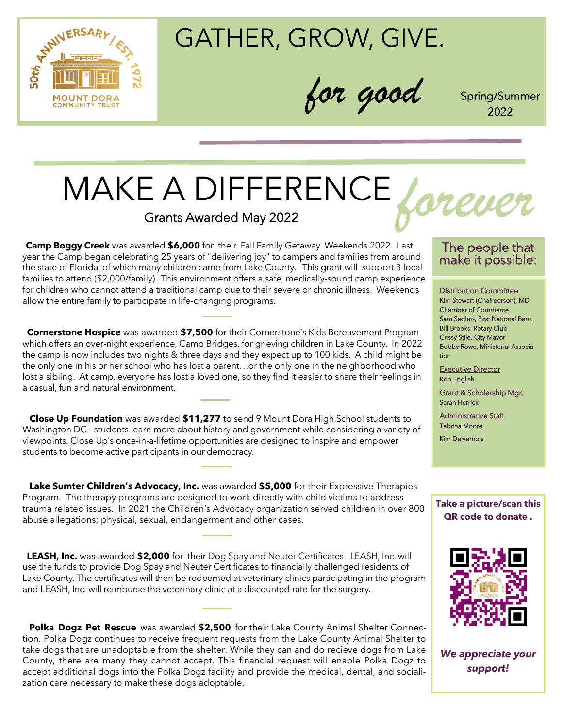50th ANNIVERSARY / EST. 1972
MOUNT DORA COMMUNITY TRUST

# GATHER, GROW, GIVE.

*for good*

Spring/Summer 2022

# MAKE A DIFFERENCE *forever*

## Grants Awarded May 2022

**Camp Boggy Creek** was awarded **$6,000** for their Fall Family Getaway Weekends 2022. Last year the Camp began celebrating 25 years of "delivering joy" to campers and families from around the state of Florida, of which many children came from Lake County. This grant will support 3 local families to attend ($2,000/family). This environment offers a safe, medically-sound camp experience for children who cannot attend a traditional camp due to their severe or chronic illness. Weekends allow the entire family to participate in life-changing programs.

**Cornerstone Hospice** was awarded **$7,500** for their Cornerstone's Kids Bereavement Program which offers an over-night experience, Camp Bridges, for grieving children in Lake County. In 2022 the camp is now includes two nights & three days and they expect up to 100 kids. A child might be the only one in his or her school who has lost a parent…or the only one in the neighborhood who lost a sibling. At camp, everyone has lost a loved one, so they find it easier to share their feelings in a casual, fun and natural environment.

**Close Up Foundation** was awarded **$11,277** to send 9 Mount Dora High School students to Washington DC - students learn more about history and government while considering a variety of viewpoints. Close Up's once-in-a-lifetime opportunities are designed to inspire and empower students to become active participants in our democracy.

**Lake Sumter Children's Advocacy, Inc.** was awarded **$5,000** for their Expressive Therapies Program. The therapy programs are designed to work directly with child victims to address trauma related issues. In 2021 the Children's Advocacy organization served children in over 800 abuse allegations; physical, sexual, endangerment and other cases.

**LEASH, Inc.** was awarded **$2,000** for their Dog Spay and Neuter Certificates. LEASH, Inc. will use the funds to provide Dog Spay and Neuter Certificates to financially challenged residents of Lake County. The certificates will then be redeemed at veterinary clinics participating in the program and LEASH, Inc. will reimburse the veterinary clinic at a discounted rate for the surgery.

**Polka Dogz Pet Rescue** was awarded **$2,500** for their Lake County Animal Shelter Connection. Polka Dogz continues to receive frequent requests from the Lake County Animal Shelter to take dogs that are unadoptable from the shelter. While they can and do recieve dogs from Lake County, there are many they cannot accept. This financial request will enable Polka Dogz to accept additional dogs into the Polka Dogz facility and provide the medical, dental, and socialization care necessary to make these dogs adoptable.

### The people that make it possible:

Distribution Committee
Kim Stewart (Chairperson), MD Chamber of Commerce
Sam Sadler-, First National Bank
Bill Brooks, Rotary Club
Crissy Stile, City Mayor
Bobby Rowe, Ministerial Association

Executive Director
Rob English

Grant & Scholarship Mgr.
Sarah Herrick

Administrative Staff
Tabitha Moore
Kim Deivernois

**Take a picture/scan this QR code to donate .**

***We appreciate your support!***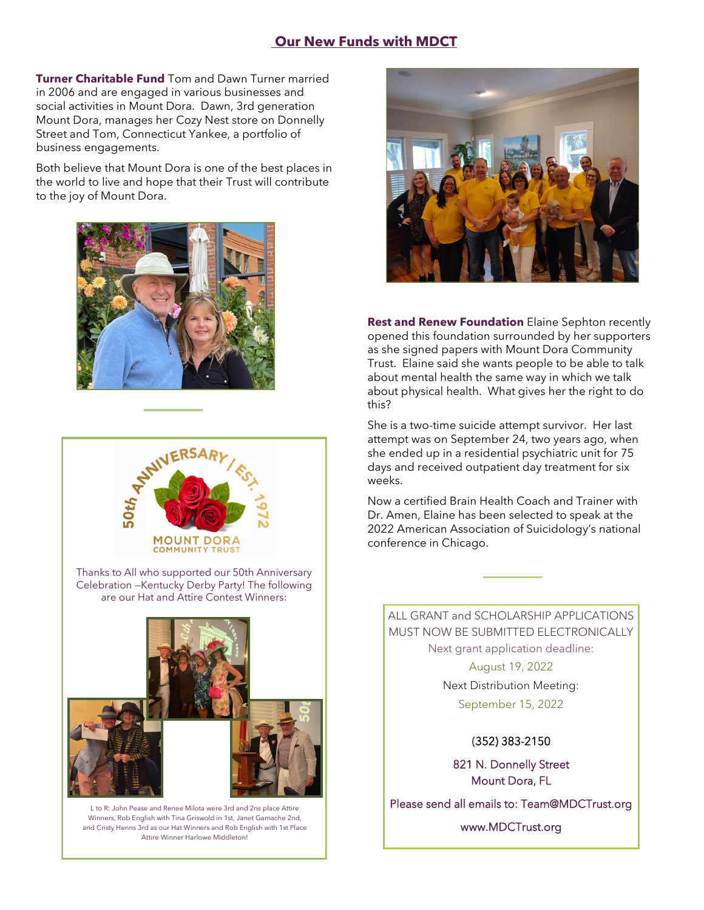## Our New Funds with MDCT

**Turner Charitable Fund** Tom and Dawn Turner married in 2006 and are engaged in various businesses and social activities in Mount Dora. Dawn, 3rd generation Mount Dora, manages her Cozy Nest store on Donnelly Street and Tom, Connecticut Yankee, a portfolio of business engagements.

Both believe that Mount Dora is one of the best places in the world to live and hope that their Trust will contribute to the joy of Mount Dora.

50th ANNIVERSARY / EST. 1972
MOUNT DORA COMMUNITY TRUST

Thanks to All who supported our 50th Anniversary Celebration –Kentucky Derby Party! The following are our Hat and Attire Contest Winners:

L to R: John Pease and Renee Milota were 3rd and 2ns place Attire Winners, Rob English with Tina Griswold in 1st, Janet Gamache 2nd, and Cristy Henns 3rd as our Hat Winners and Rob English with 1st Place Attire Winner Harlowe Middleton!

**Rest and Renew Foundation** Elaine Sephton recently opened this foundation surrounded by her supporters as she signed papers with Mount Dora Community Trust. Elaine said she wants people to be able to talk about mental health the same way in which we talk about physical health. What gives her the right to do this?

She is a two-time suicide attempt survivor. Her last attempt was on September 24, two years ago, when she ended up in a residential psychiatric unit for 75 days and received outpatient day treatment for six weeks.

Now a certified Brain Health Coach and Trainer with Dr. Amen, Elaine has been selected to speak at the 2022 American Association of Suicidology's national conference in Chicago.

ALL GRANT and SCHOLARSHIP APPLICATIONS MUST NOW BE SUBMITTED ELECTRONICALLY

Next grant application deadline:

August 19, 2022

Next Distribution Meeting:

September 15, 2022

(352) 383-2150

821 N. Donnelly Street
Mount Dora, FL

Please send all emails to: Team@MDCTrust.org

www.MDCTrust.org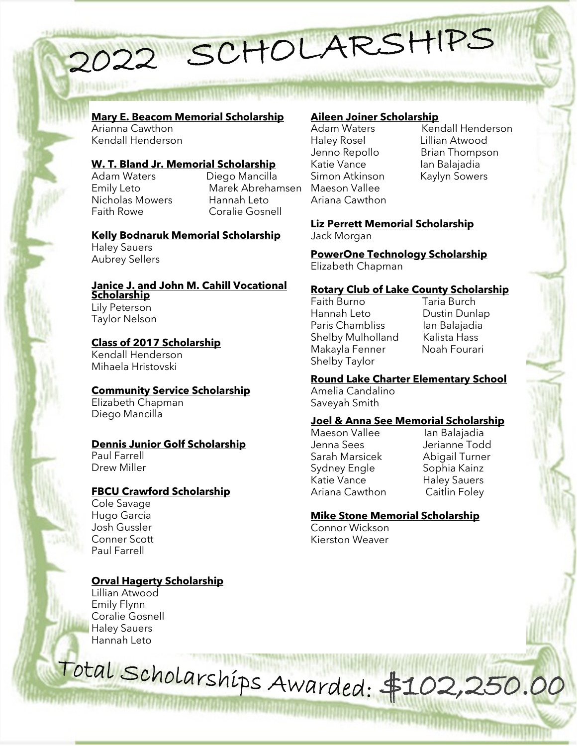# 2022 SCHOLARSHIPS

**Mary E. Beacom Memorial Scholarship**

Arianna Cawthon
Kendall Henderson

**W. T. Bland Jr. Memorial Scholarship**

Adam Waters
Emily Leto
Nicholas Mowers
Faith Rowe
Diego Mancilla
Marek Abrehamsen
Hannah Leto
Coralie Gosnell

**Kelly Bodnaruk Memorial Scholarship**

Haley Sauers
Aubrey Sellers

**Janice J. and John M. Cahill Vocational Scholarship**

Lily Peterson
Taylor Nelson

**Class of 2017 Scholarship**

Kendall Henderson
Mihaela Hristovski

**Community Service Scholarship**

Elizabeth Chapman
Diego Mancilla

**Dennis Junior Golf Scholarship**

Paul Farrell
Drew Miller

**FBCU Crawford Scholarship**

Cole Savage
Hugo Garcia
Josh Gussler
Conner Scott
Paul Farrell

**Orval Hagerty Scholarship**

Lillian Atwood
Emily Flynn
Coralie Gosnell
Haley Sauers
Hannah Leto

**Aileen Joiner Scholarship**

Adam Waters
Haley Rosel
Jenno Repollo
Katie Vance
Simon Atkinson
Maeson Vallee
Ariana Cawthon
Kendall Henderson
Lillian Atwood
Brian Thompson
Ian Balajadia
Kaylyn Sowers

**Liz Perrett Memorial Scholarship**

Jack Morgan

**PowerOne Technology Scholarship**

Elizabeth Chapman

**Rotary Club of Lake County Scholarship**

Faith Burno
Hannah Leto
Paris Chambliss
Shelby Mulholland
Makayla Fenner
Shelby Taylor
Taria Burch
Dustin Dunlap
Ian Balajadia
Kalista Hass
Noah Fourari

**Round Lake Charter Elementary School**

Amelia Candalino
Saveyah Smith

**Joel & Anna See Memorial Scholarship**

Maeson Vallee
Jenna Sees
Sarah Marsicek
Sydney Engle
Katie Vance
Ariana Cawthon
Ian Balajadia
Jerianne Todd
Abigail Turner
Sophia Kainz
Haley Sauers
Caitlin Foley

**Mike Stone Memorial Scholarship**

Connor Wickson
Kierston Weaver

Total Scholarships Awarded: $102,250.00